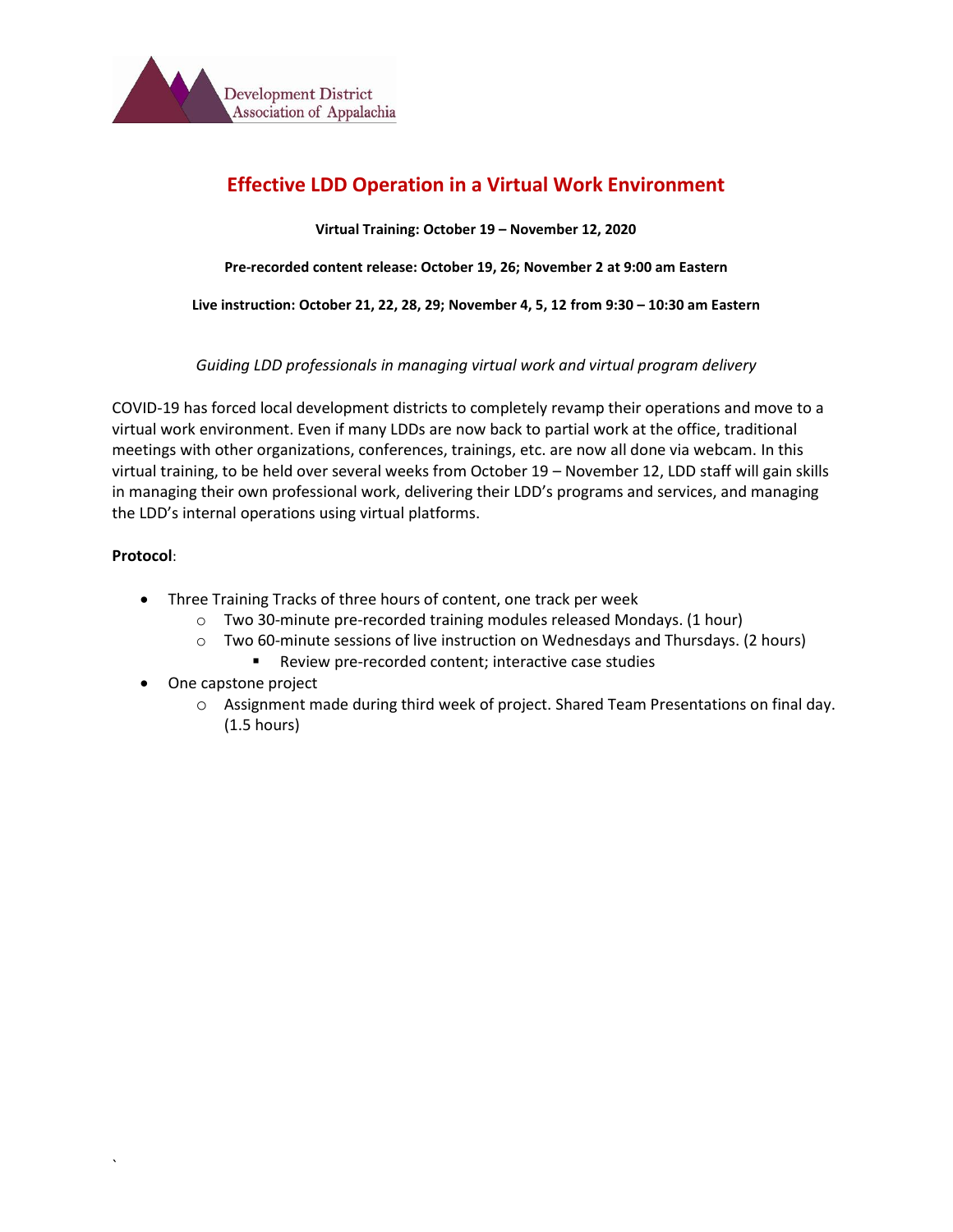Development District Association of Appalachia

# Effective LDD Operation in a Virtual Work Environment

**Virtual Training: October 19 – November 12, 2020**

**Pre-recorded content release: October 19, 26; November 2 at 9:00 am Eastern**

**Live instruction: October 21, 22, 28, 29; November 4, 5, 12 from 9:30 – 10:30 am Eastern**

*Guiding LDD professionals in managing virtual work and virtual program delivery*

COVID-19 has forced local development districts to completely revamp their operations and move to a virtual work environment. Even if many LDDs are now back to partial work at the office, traditional meetings with other organizations, conferences, trainings, etc. are now all done via webcam. In this virtual training, to be held over several weeks from October 19 – November 12, LDD staff will gain skills in managing their own professional work, delivering their LDD's programs and services, and managing the LDD's internal operations using virtual platforms.

**Protocol**:

- Three Training Tracks of three hours of content, one track per week
  - Two 30-minute pre-recorded training modules released Mondays. (1 hour)
  - Two 60-minute sessions of live instruction on Wednesdays and Thursdays. (2 hours)
    - Review pre-recorded content; interactive case studies
- One capstone project
  - Assignment made during third week of project. Shared Team Presentations on final day. (1.5 hours)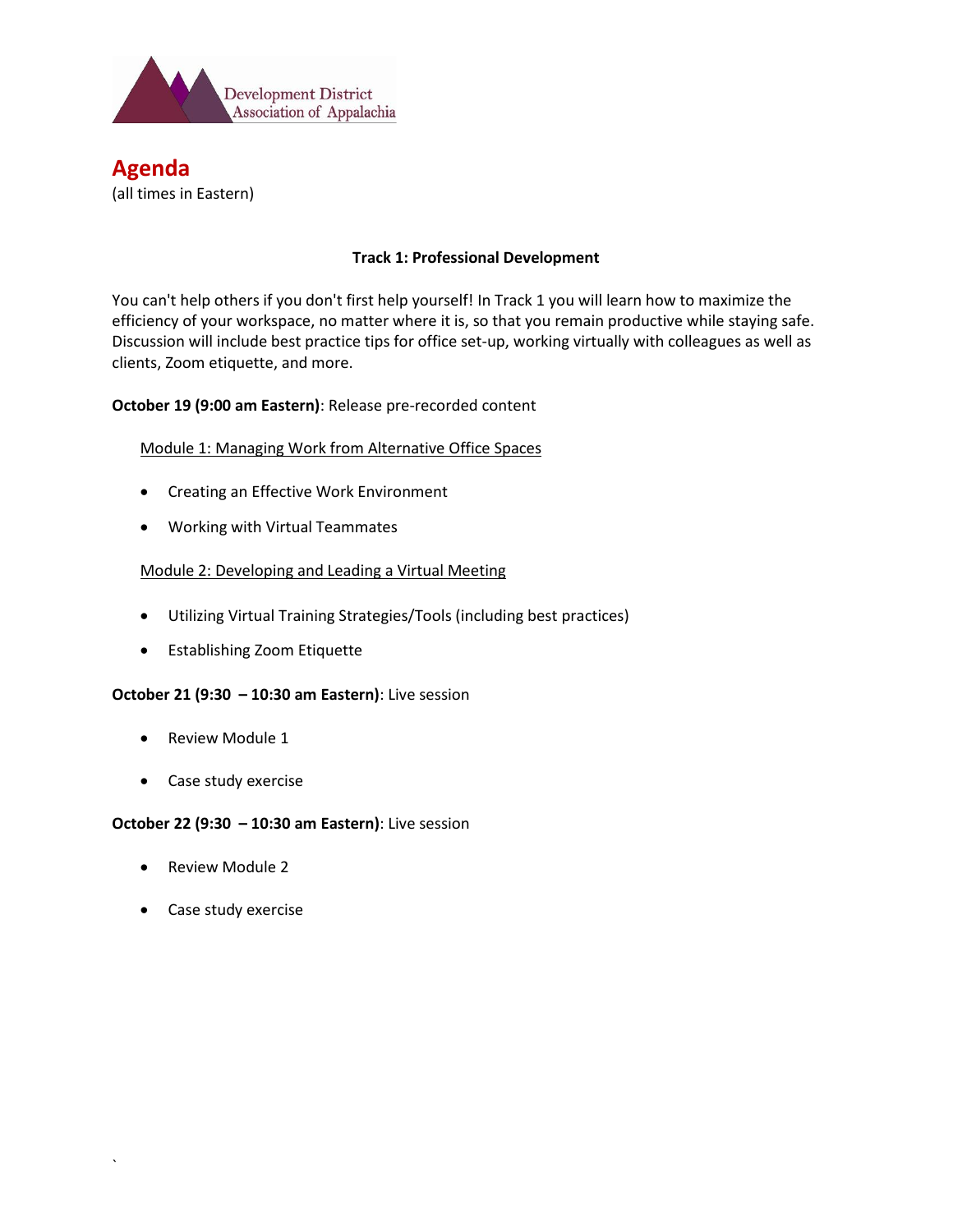Development District Association of Appalachia

# Agenda

(all times in Eastern)

### Track 1: Professional Development

You can't help others if you don't first help yourself! In Track 1 you will learn how to maximize the efficiency of your workspace, no matter where it is, so that you remain productive while staying safe. Discussion will include best practice tips for office set-up, working virtually with colleagues as well as clients, Zoom etiquette, and more.

**October 19 (9:00 am Eastern)**: Release pre-recorded content

Module 1: Managing Work from Alternative Office Spaces

- Creating an Effective Work Environment
- Working with Virtual Teammates

Module 2: Developing and Leading a Virtual Meeting

- Utilizing Virtual Training Strategies/Tools (including best practices)
- Establishing Zoom Etiquette

**October 21 (9:30 – 10:30 am Eastern)**: Live session

- Review Module 1
- Case study exercise

**October 22 (9:30 – 10:30 am Eastern)**: Live session

- Review Module 2
- Case study exercise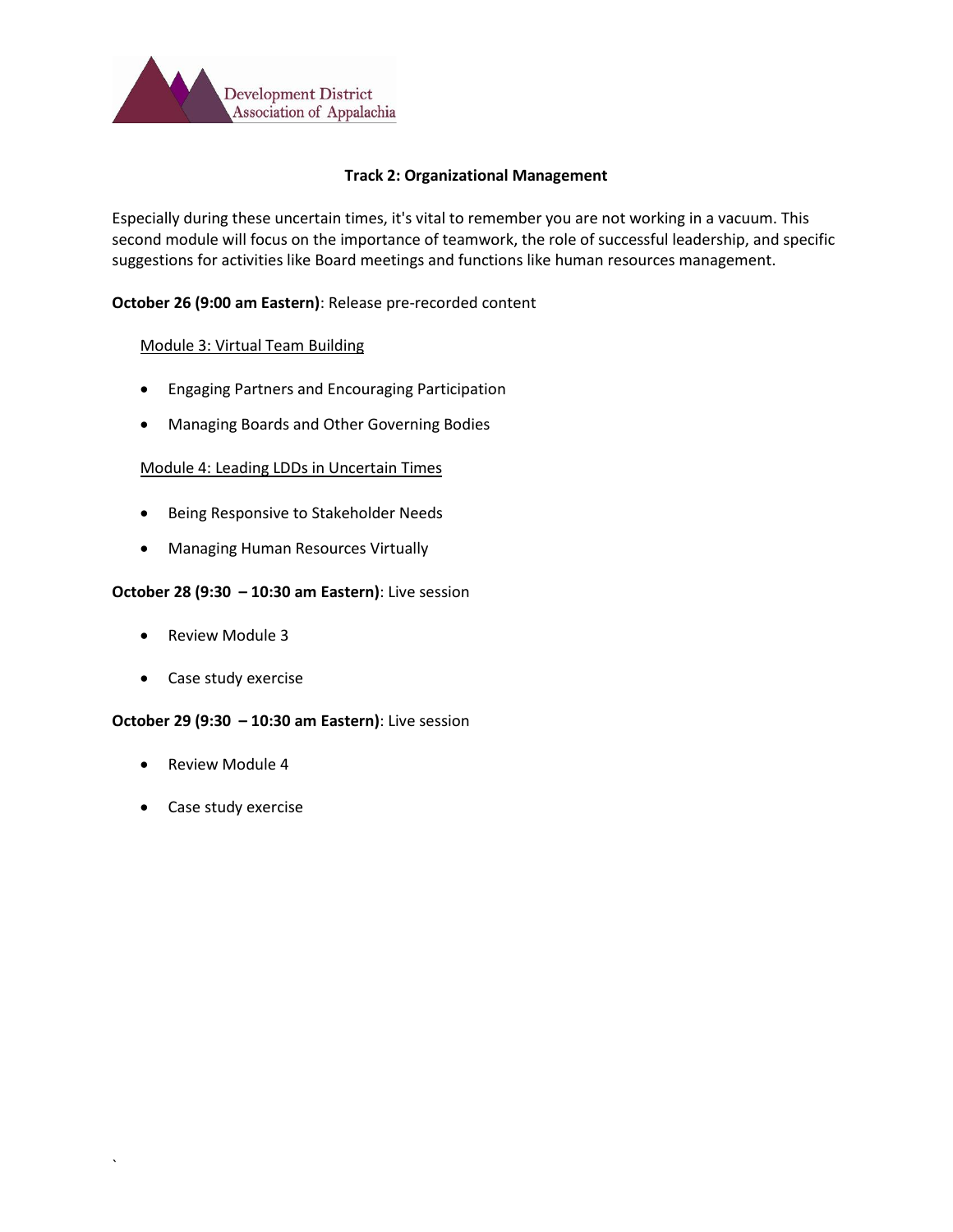Development District Association of Appalachia

## Track 2: Organizational Management

Especially during these uncertain times, it's vital to remember you are not working in a vacuum. This second module will focus on the importance of teamwork, the role of successful leadership, and specific suggestions for activities like Board meetings and functions like human resources management.

**October 26 (9:00 am Eastern)**: Release pre-recorded content

Module 3: Virtual Team Building

- Engaging Partners and Encouraging Participation
- Managing Boards and Other Governing Bodies

Module 4: Leading LDDs in Uncertain Times

- Being Responsive to Stakeholder Needs
- Managing Human Resources Virtually

**October 28 (9:30 – 10:30 am Eastern)**: Live session

- Review Module 3
- Case study exercise

**October 29 (9:30 – 10:30 am Eastern)**: Live session

- Review Module 4
- Case study exercise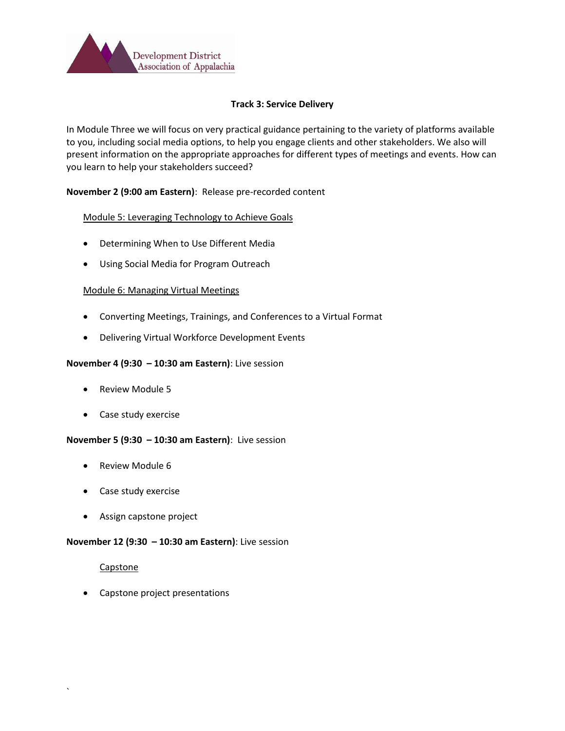Development District Association of Appalachia

## Track 3: Service Delivery

In Module Three we will focus on very practical guidance pertaining to the variety of platforms available to you, including social media options, to help you engage clients and other stakeholders. We also will present information on the appropriate approaches for different types of meetings and events. How can you learn to help your stakeholders succeed?

**November 2 (9:00 am Eastern)**: Release pre-recorded content

Module 5: Leveraging Technology to Achieve Goals

- Determining When to Use Different Media
- Using Social Media for Program Outreach

Module 6: Managing Virtual Meetings

- Converting Meetings, Trainings, and Conferences to a Virtual Format
- Delivering Virtual Workforce Development Events

**November 4 (9:30 – 10:30 am Eastern)**: Live session

- Review Module 5
- Case study exercise

**November 5 (9:30 – 10:30 am Eastern)**: Live session

- Review Module 6
- Case study exercise
- Assign capstone project

**November 12 (9:30 – 10:30 am Eastern)**: Live session

Capstone

- Capstone project presentations